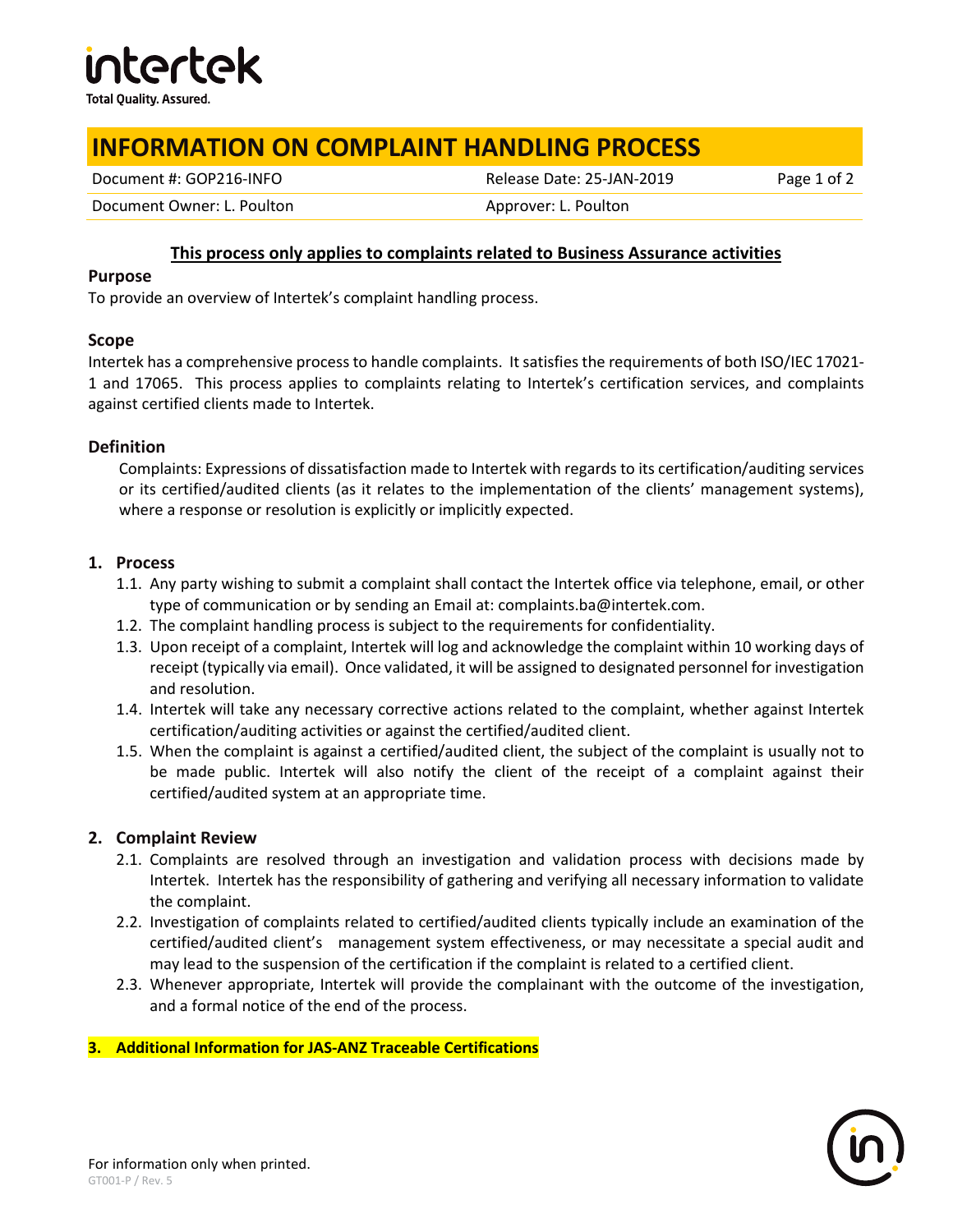# INFORMATION ON COMPLAINT HANDLING PROCESS

| Document #: GOP216-INFO | Release Date: 25-JAN-2019 |
| --- | --- |
| Document Owner: L. Poulton | Approver: L. Poulton |

**This process only applies to complaints related to Business Assurance activities**

## Purpose

To provide an overview of Intertek's complaint handling process.

## Scope

Intertek has a comprehensive process to handle complaints. It satisfies the requirements of both ISO/IEC 17021-1 and 17065. This process applies to complaints relating to Intertek's certification services, and complaints against certified clients made to Intertek.

## Definition

Complaints: Expressions of dissatisfaction made to Intertek with regards to its certification/auditing services or its certified/audited clients (as it relates to the implementation of the clients' management systems), where a response or resolution is explicitly or implicitly expected.

## 1. Process

1.1. Any party wishing to submit a complaint shall contact the Intertek office via telephone, email, or other type of communication or by sending an Email at: complaints.ba@intertek.com.

1.2. The complaint handling process is subject to the requirements for confidentiality.

1.3. Upon receipt of a complaint, Intertek will log and acknowledge the complaint within 10 working days of receipt (typically via email). Once validated, it will be assigned to designated personnel for investigation and resolution.

1.4. Intertek will take any necessary corrective actions related to the complaint, whether against Intertek certification/auditing activities or against the certified/audited client.

1.5. When the complaint is against a certified/audited client, the subject of the complaint is usually not to be made public. Intertek will also notify the client of the receipt of a complaint against their certified/audited system at an appropriate time.

## 2. Complaint Review

2.1. Complaints are resolved through an investigation and validation process with decisions made by Intertek. Intertek has the responsibility of gathering and verifying all necessary information to validate the complaint.

2.2. Investigation of complaints related to certified/audited clients typically include an examination of the certified/audited client's management system effectiveness, or may necessitate a special audit and may lead to the suspension of the certification if the complaint is related to a certified client.

2.3. Whenever appropriate, Intertek will provide the complainant with the outcome of the investigation, and a formal notice of the end of the process.

## 3. Additional Information for JAS-ANZ Traceable Certifications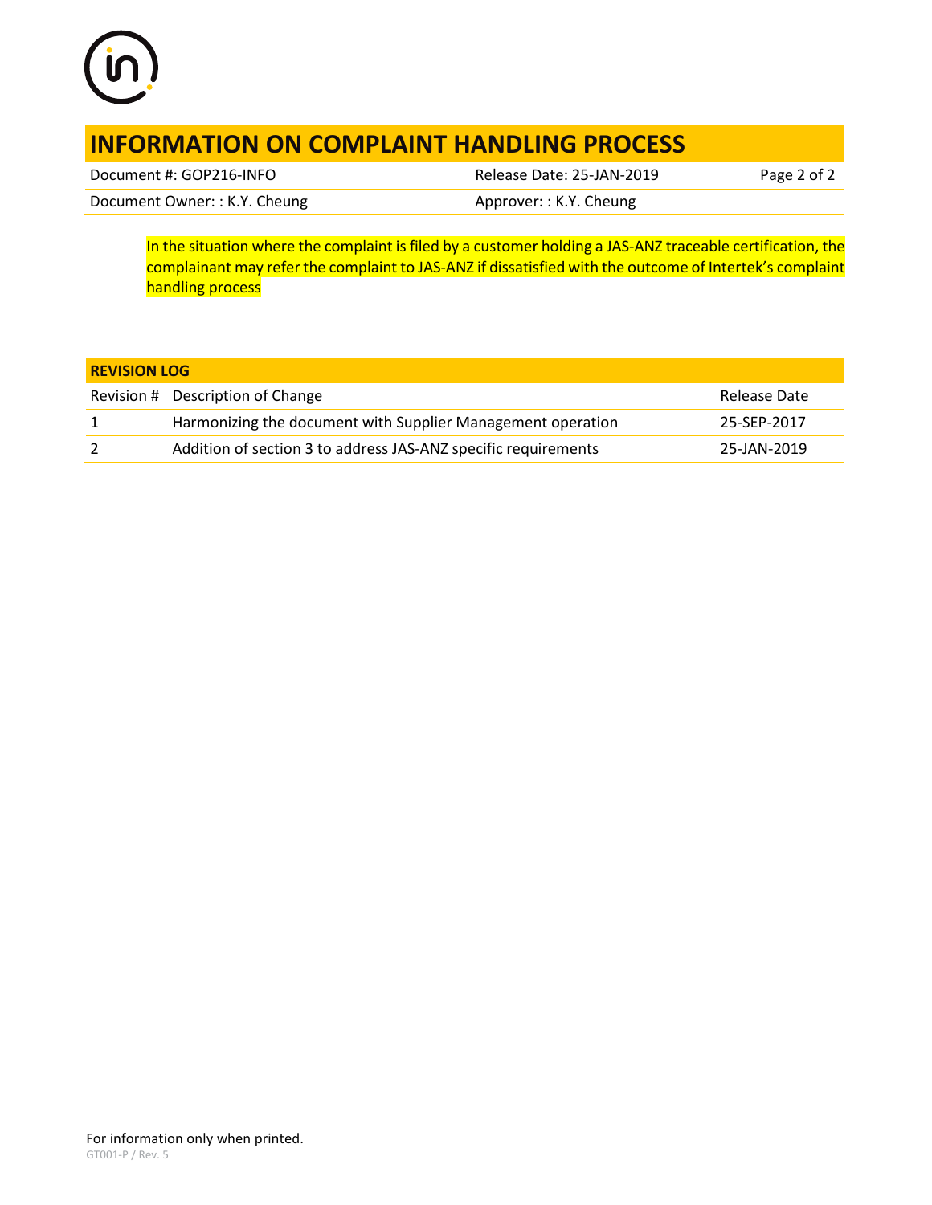In the situation where the complaint is filed by a customer holding a JAS-ANZ traceable certification, the complainant may refer the complaint to JAS-ANZ if dissatisfied with the outcome of Intertek's complaint handling process

**REVISION LOG**

| Revision # | Description of Change | Release Date |
| --- | --- | --- |
| 1 | Harmonizing the document with Supplier Management operation | 25-SEP-2017 |
| 2 | Addition of section 3 to address JAS-ANZ specific requirements | 25-JAN-2019 |

For information only when printed.

GT001-P / Rev. 5